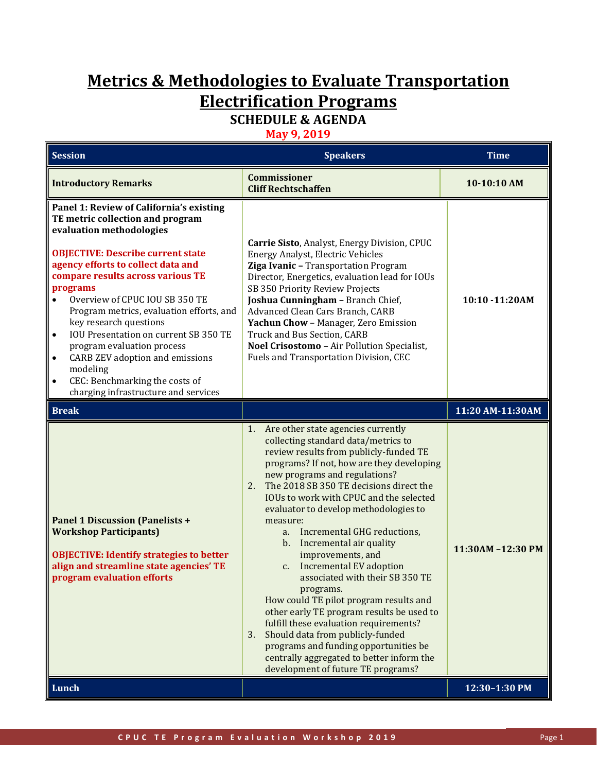# Metrics & Methodologies to Evaluate Transportation Electrification Programs

## SCHEDULE & AGENDA

**May 9, 2019**

| Session | Speakers | Time |
| --- | --- | --- |
| **Introductory Remarks** | **Commissioner Cliff Rechtschaffen** | **10-10:10 AM** |
| **Panel 1: Review of California's existing TE metric collection and program evaluation methodologies**<br><br>**OBJECTIVE: Describe current state agency efforts to collect data and compare results across various TE programs**<br>• Overview of CPUC IOU SB 350 TE Program metrics, evaluation efforts, and key research questions<br>• IOU Presentation on current SB 350 TE program evaluation process<br>• CARB ZEV adoption and emissions modeling<br>• CEC: Benchmarking the costs of charging infrastructure and services | **Carrie Sisto**, Analyst, Energy Division, CPUC Energy Analyst, Electric Vehicles<br>**Ziga Ivanic –** Transportation Program Director, Energetics, evaluation lead for IOUs SB 350 Priority Review Projects<br>**Joshua Cunningham –** Branch Chief, Advanced Clean Cars Branch, CARB<br>**Yachun Chow** – Manager, Zero Emission Truck and Bus Section, CARB<br>**Noel Crisostomo –** Air Pollution Specialist, Fuels and Transportation Division, CEC | **10:10 -11:20AM** |
| **Break** | | **11:20 AM-11:30AM** |
| **Panel 1 Discussion (Panelists + Workshop Participants)**<br><br>**OBJECTIVE: Identify strategies to better align and streamline state agencies' TE program evaluation efforts** | 1. Are other state agencies currently collecting standard data/metrics to review results from publicly-funded TE programs? If not, how are they developing new programs and regulations?<br>2. The 2018 SB 350 TE decisions direct the IOUs to work with CPUC and the selected evaluator to develop methodologies to measure:<br>&nbsp;&nbsp;&nbsp;a. Incremental GHG reductions,<br>&nbsp;&nbsp;&nbsp;b. Incremental air quality improvements, and<br>&nbsp;&nbsp;&nbsp;c. Incremental EV adoption associated with their SB 350 TE programs.<br>How could TE pilot program results and other early TE program results be used to fulfill these evaluation requirements?<br>3. Should data from publicly-funded programs and funding opportunities be centrally aggregated to better inform the development of future TE programs? | **11:30AM –12:30 PM** |
| **Lunch** | | **12:30–1:30 PM** |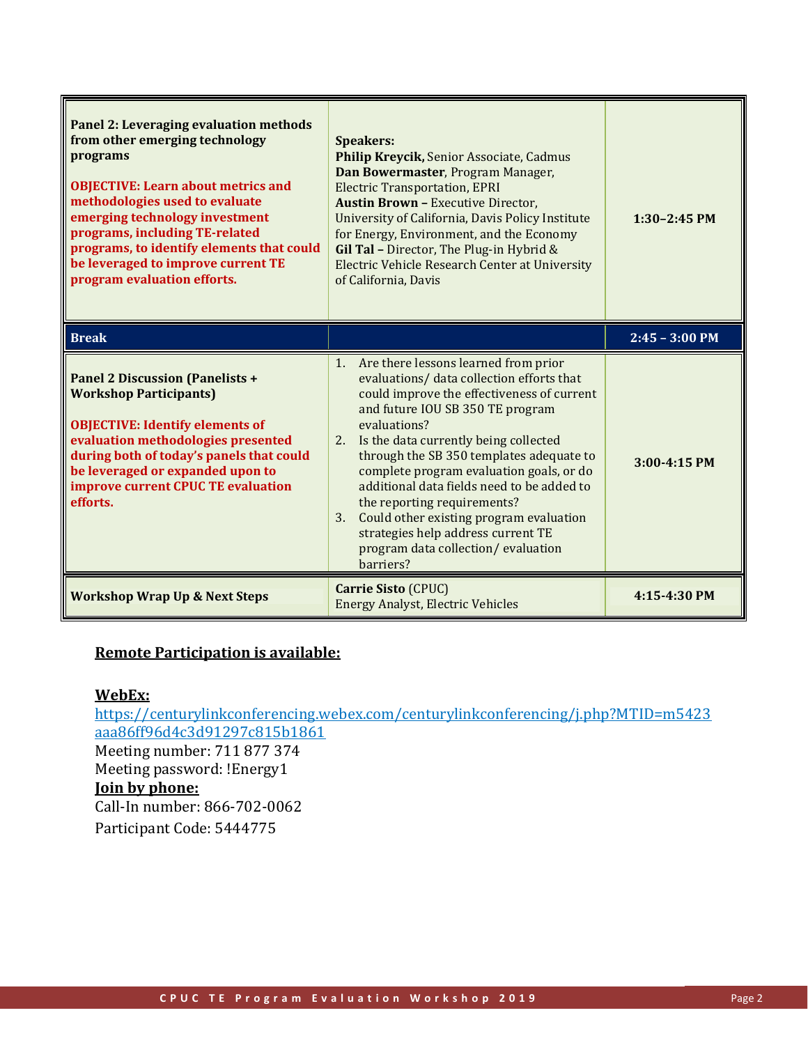| | | |
|---|---|---|
| **Panel 2: Leveraging evaluation methods from other emerging technology programs**<br><br>**OBJECTIVE: Learn about metrics and methodologies used to evaluate emerging technology investment programs, including TE-related programs, to identify elements that could be leveraged to improve current TE program evaluation efforts.** | **Speakers:**<br>**Philip Kreycik,** Senior Associate, Cadmus<br>**Dan Bowermaster**, Program Manager, Electric Transportation, EPRI<br>**Austin Brown –** Executive Director, University of California, Davis Policy Institute for Energy, Environment, and the Economy<br>**Gil Tal –** Director, The Plug-in Hybrid & Electric Vehicle Research Center at University of California, Davis | **1:30–2:45 PM** |
| **Break** | | **2:45 – 3:00 PM** |
| **Panel 2 Discussion (Panelists + Workshop Participants)**<br><br>**OBJECTIVE: Identify elements of evaluation methodologies presented during both of today's panels that could be leveraged or expanded upon to improve current CPUC TE evaluation efforts.** | 1. Are there lessons learned from prior evaluations/ data collection efforts that could improve the effectiveness of current and future IOU SB 350 TE program evaluations?<br>2. Is the data currently being collected through the SB 350 templates adequate to complete program evaluation goals, or do additional data fields need to be added to the reporting requirements?<br>3. Could other existing program evaluation strategies help address current TE program data collection/ evaluation barriers? | **3:00-4:15 PM** |
| **Workshop Wrap Up & Next Steps** | **Carrie Sisto** (CPUC)<br>Energy Analyst, Electric Vehicles | **4:15-4:30 PM** |

**Remote Participation is available:**

**WebEx:**
https://centurylinkconferencing.webex.com/centurylinkconferencing/j.php?MTID=m5423aaa86ff96d4c3d91297c815b1861
Meeting number: 711 877 374
Meeting password: !Energy1

**Join by phone:**
Call-In number: 866-702-0062
Participant Code: 5444775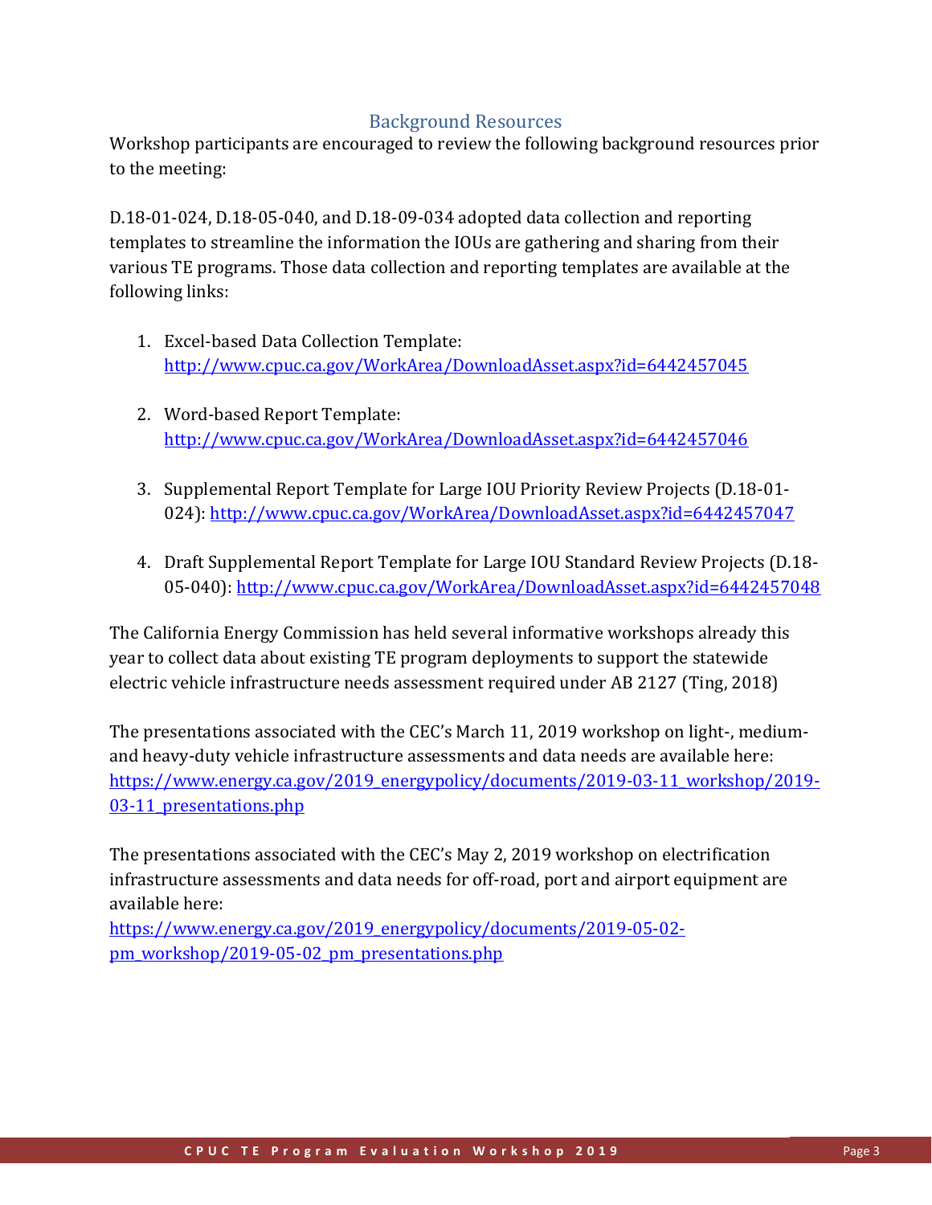## Background Resources

Workshop participants are encouraged to review the following background resources prior to the meeting:

D.18-01-024, D.18-05-040, and D.18-09-034 adopted data collection and reporting templates to streamline the information the IOUs are gathering and sharing from their various TE programs. Those data collection and reporting templates are available at the following links:

1. Excel-based Data Collection Template: http://www.cpuc.ca.gov/WorkArea/DownloadAsset.aspx?id=6442457045
2. Word-based Report Template: http://www.cpuc.ca.gov/WorkArea/DownloadAsset.aspx?id=6442457046
3. Supplemental Report Template for Large IOU Priority Review Projects (D.18-01-024): http://www.cpuc.ca.gov/WorkArea/DownloadAsset.aspx?id=6442457047
4. Draft Supplemental Report Template for Large IOU Standard Review Projects (D.18-05-040): http://www.cpuc.ca.gov/WorkArea/DownloadAsset.aspx?id=6442457048

The California Energy Commission has held several informative workshops already this year to collect data about existing TE program deployments to support the statewide electric vehicle infrastructure needs assessment required under AB 2127 (Ting, 2018)

The presentations associated with the CEC's March 11, 2019 workshop on light-, medium- and heavy-duty vehicle infrastructure assessments and data needs are available here: https://www.energy.ca.gov/2019_energypolicy/documents/2019-03-11_workshop/2019-03-11_presentations.php

The presentations associated with the CEC's May 2, 2019 workshop on electrification infrastructure assessments and data needs for off-road, port and airport equipment are available here: https://www.energy.ca.gov/2019_energypolicy/documents/2019-05-02-pm_workshop/2019-05-02_pm_presentations.php